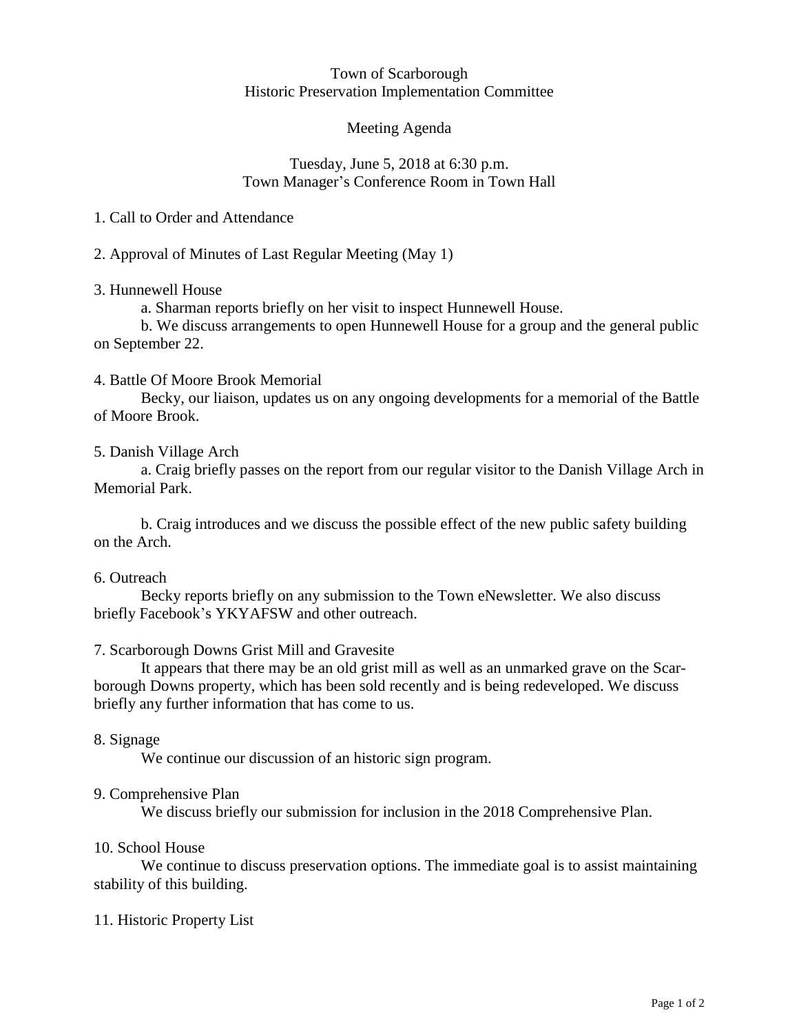# Town of Scarborough
## Historic Preservation Implementation Committee

### Meeting Agenda

Tuesday, June 5, 2018 at 6:30 p.m.
Town Manager's Conference Room in Town Hall

1. Call to Order and Attendance

2. Approval of Minutes of Last Regular Meeting (May 1)

3. Hunnewell House

   a. Sharman reports briefly on her visit to inspect Hunnewell House.

   b. We discuss arrangements to open Hunnewell House for a group and the general public on September 22.

4. Battle Of Moore Brook Memorial

   Becky, our liaison, updates us on any ongoing developments for a memorial of the Battle of Moore Brook.

5. Danish Village Arch

   a. Craig briefly passes on the report from our regular visitor to the Danish Village Arch in Memorial Park.

   b. Craig introduces and we discuss the possible effect of the new public safety building on the Arch.

6. Outreach

   Becky reports briefly on any submission to the Town eNewsletter. We also discuss briefly Facebook's YKYAFSW and other outreach.

7. Scarborough Downs Grist Mill and Gravesite

   It appears that there may be an old grist mill as well as an unmarked grave on the Scarborough Downs property, which has been sold recently and is being redeveloped. We discuss briefly any further information that has come to us.

8. Signage

   We continue our discussion of an historic sign program.

9. Comprehensive Plan

   We discuss briefly our submission for inclusion in the 2018 Comprehensive Plan.

10. School House

    We continue to discuss preservation options. The immediate goal is to assist maintaining stability of this building.

11. Historic Property List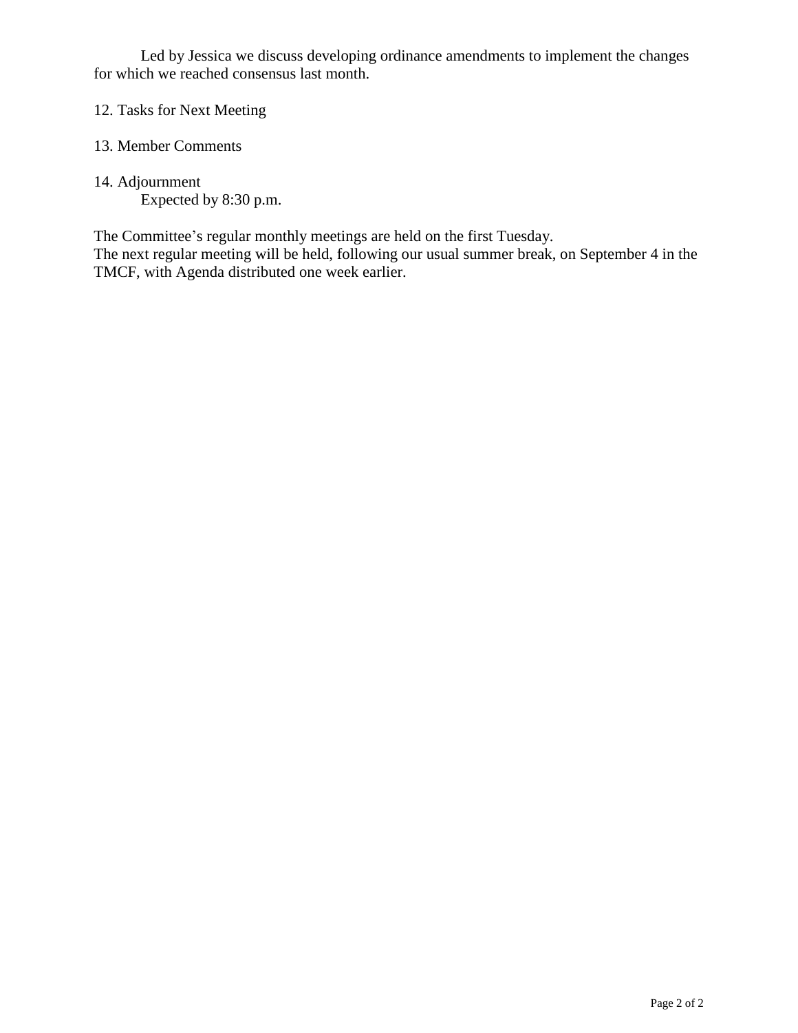Led by Jessica we discuss developing ordinance amendments to implement the changes for which we reached consensus last month.

12. Tasks for Next Meeting

13. Member Comments

14. Adjournment
    Expected by 8:30 p.m.

The Committee's regular monthly meetings are held on the first Tuesday.
The next regular meeting will be held, following our usual summer break, on September 4 in the TMCF, with Agenda distributed one week earlier.